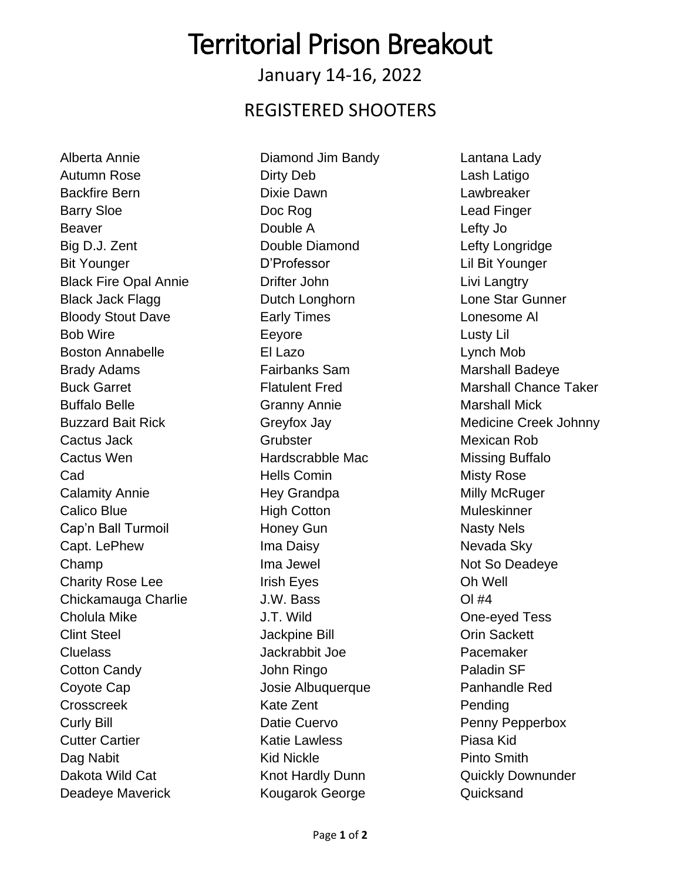# Territorial Prison Breakout

January 14-16, 2022

## REGISTERED SHOOTERS

Alberta Annie
Autumn Rose
Backfire Bern
Barry Sloe
Beaver
Big D.J. Zent
Bit Younger
Black Fire Opal Annie
Black Jack Flagg
Bloody Stout Dave
Bob Wire
Boston Annabelle
Brady Adams
Buck Garret
Buffalo Belle
Buzzard Bait Rick
Cactus Jack
Cactus Wen
Cad
Calamity Annie
Calico Blue
Cap'n Ball Turmoil
Capt. LePhew
Champ
Charity Rose Lee
Chickamauga Charlie
Cholula Mike
Clint Steel
Cluelass
Cotton Candy
Coyote Cap
Crosscreek
Curly Bill
Cutter Cartier
Dag Nabit
Dakota Wild Cat
Deadeye Maverick

Diamond Jim Bandy
Dirty Deb
Dixie Dawn
Doc Rog
Double A
Double Diamond
D'Professor
Drifter John
Dutch Longhorn
Early Times
Eeyore
El Lazo
Fairbanks Sam
Flatulent Fred
Granny Annie
Greyfox Jay
Grubster
Hardscrabble Mac
Hells Comin
Hey Grandpa
High Cotton
Honey Gun
Ima Daisy
Ima Jewel
Irish Eyes
J.W. Bass
J.T. Wild
Jackpine Bill
Jackrabbit Joe
John Ringo
Josie Albuquerque
Kate Zent
Datie Cuervo
Katie Lawless
Kid Nickle
Knot Hardly Dunn
Kougarok George

Lantana Lady
Lash Latigo
Lawbreaker
Lead Finger
Lefty Jo
Lefty Longridge
Lil Bit Younger
Livi Langtry
Lone Star Gunner
Lonesome Al
Lusty Lil
Lynch Mob
Marshall Badeye
Marshall Chance Taker
Marshall Mick
Medicine Creek Johnny
Mexican Rob
Missing Buffalo
Misty Rose
Milly McRuger
Muleskinner
Nasty Nels
Nevada Sky
Not So Deadeye
Oh Well
Ol #4
One-eyed Tess
Orin Sackett
Pacemaker
Paladin SF
Panhandle Red
Pending
Penny Pepperbox
Piasa Kid
Pinto Smith
Quickly Downunder
Quicksand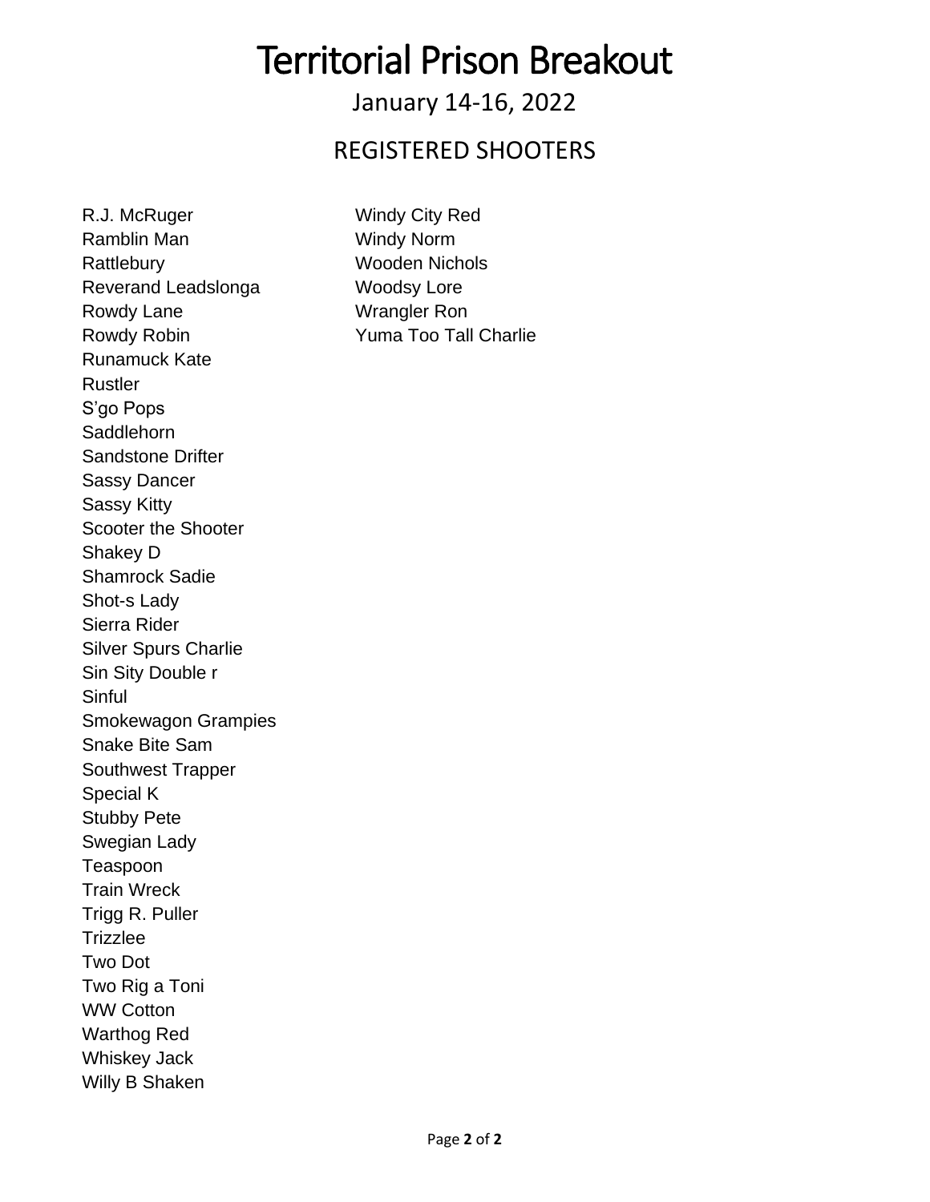# Territorial Prison Breakout

January 14-16, 2022

## REGISTERED SHOOTERS

R.J. McRuger
Ramblin Man
Rattlebury
Reverand Leadslonga
Rowdy Lane
Rowdy Robin
Runamuck Kate
Rustler
S'go Pops
Saddlehorn
Sandstone Drifter
Sassy Dancer
Sassy Kitty
Scooter the Shooter
Shakey D
Shamrock Sadie
Shot-s Lady
Sierra Rider
Silver Spurs Charlie
Sin Sity Double r
Sinful
Smokewagon Grampies
Snake Bite Sam
Southwest Trapper
Special K
Stubby Pete
Swegian Lady
Teaspoon
Train Wreck
Trigg R. Puller
Trizzlee
Two Dot
Two Rig a Toni
WW Cotton
Warthog Red
Whiskey Jack
Willy B Shaken
Windy City Red
Windy Norm
Wooden Nichols
Woodsy Lore
Wrangler Ron
Yuma Too Tall Charlie